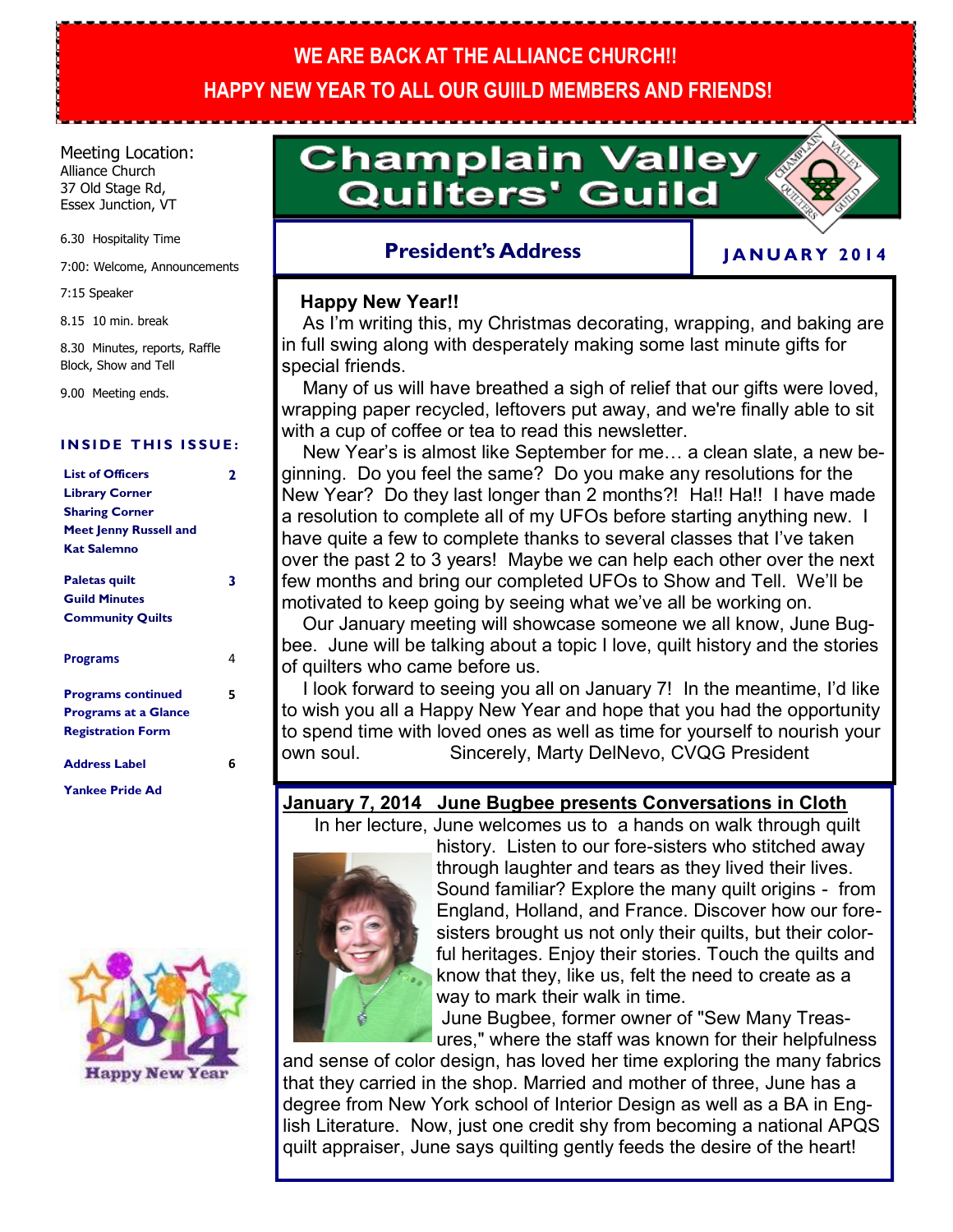**WE ARE BACK AT THE ALLIANCE CHURCH!!**

**HAPPY NEW YEAR TO ALL OUR GUIILD MEMBERS AND FRIENDS!**

# Champlain Valley Quilters' Guild

## President's Address

**JANUARY 2014**

Meeting Location:
Alliance Church
37 Old Stage Rd,
Essex Junction, VT

6.30 Hospitality Time

7:00: Welcome, Announcements

7:15 Speaker

8.15 10 min. break

8.30 Minutes, reports, Raffle Block, Show and Tell

9.00 Meeting ends.

**INSIDE THIS ISSUE:**

| | |
|---|---|
| **List of Officers** | 2 |
| **Library Corner** | |
| **Sharing Corner** | |
| **Meet Jenny Russell and Kat Salemno** | |
| **Paletas quilt** | 3 |
| **Guild Minutes** | |
| **Community Quilts** | |
| **Programs** | 4 |
| **Programs continued** | 5 |
| **Programs at a Glance** | |
| **Registration Form** | |
| **Address Label** | 6 |
| **Yankee Pride Ad** | |

**Happy New Year!!**

As I'm writing this, my Christmas decorating, wrapping, and baking are in full swing along with desperately making some last minute gifts for special friends.

Many of us will have breathed a sigh of relief that our gifts were loved, wrapping paper recycled, leftovers put away, and we're finally able to sit with a cup of coffee or tea to read this newsletter.

New Year's is almost like September for me… a clean slate, a new beginning. Do you feel the same? Do you make any resolutions for the New Year? Do they last longer than 2 months?! Ha!! Ha!! I have made a resolution to complete all of my UFOs before starting anything new. I have quite a few to complete thanks to several classes that I've taken over the past 2 to 3 years! Maybe we can help each other over the next few months and bring our completed UFOs to Show and Tell. We'll be motivated to keep going by seeing what we've all be working on.

Our January meeting will showcase someone we all know, June Bugbee. June will be talking about a topic I love, quilt history and the stories of quilters who came before us.

I look forward to seeing you all on January 7! In the meantime, I'd like to wish you all a Happy New Year and hope that you had the opportunity to spend time with loved ones as well as time for yourself to nourish your own soul. Sincerely, Marty DelNevo, CVQG President

## January 7, 2014 June Bugbee presents Conversations in Cloth

In her lecture, June welcomes us to a hands on walk through quilt history. Listen to our fore-sisters who stitched away through laughter and tears as they lived their lives. Sound familiar? Explore the many quilt origins - from England, Holland, and France. Discover how our fore-sisters brought us not only their quilts, but their colorful heritages. Enjoy their stories. Touch the quilts and know that they, like us, felt the need to create as a way to mark their walk in time.

June Bugbee, former owner of "Sew Many Treasures," where the staff was known for their helpfulness and sense of color design, has loved her time exploring the many fabrics that they carried in the shop. Married and mother of three, June has a degree from New York school of Interior Design as well as a BA in English Literature. Now, just one credit shy from becoming a national APQS quilt appraiser, June says quilting gently feeds the desire of the heart!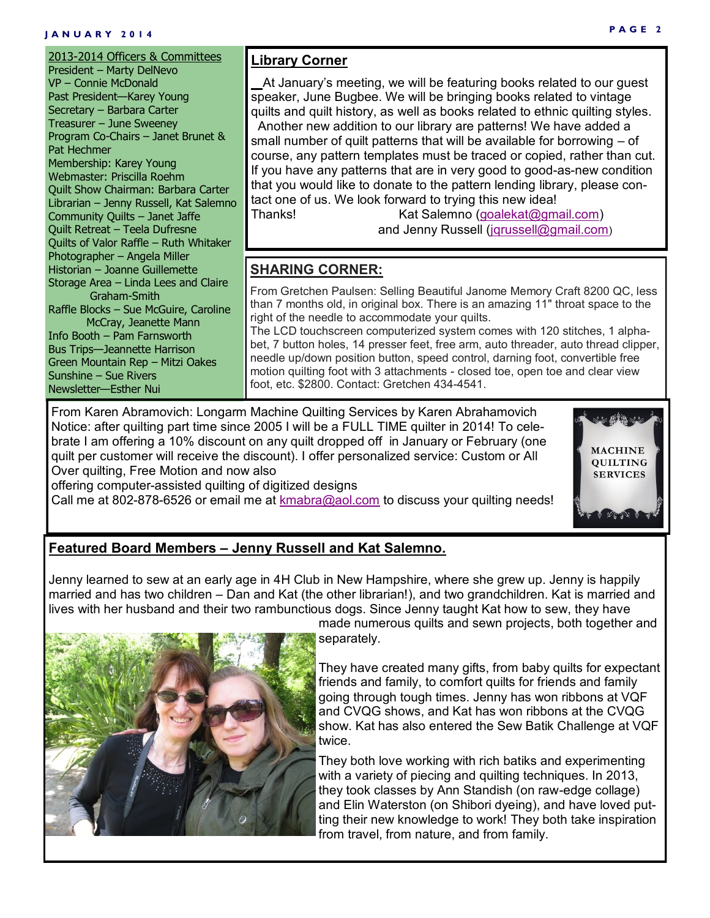## 2013-2014 Officers & Committees

President – Marty DelNevo
VP – Connie McDonald
Past President—Karey Young
Secretary – Barbara Carter
Treasurer – June Sweeney
Program Co-Chairs – Janet Brunet & Pat Hechmer
Membership: Karey Young
Webmaster: Priscilla Roehm
Quilt Show Chairman: Barbara Carter
Librarian – Jenny Russell, Kat Salemno
Community Quilts – Janet Jaffe
Quilt Retreat – Teela Dufresne
Quilts of Valor Raffle – Ruth Whitaker
Photographer – Angela Miller
Historian – Joanne Guillemette
Storage Area – Linda Lees and Claire Graham-Smith
Raffle Blocks – Sue McGuire, Caroline McCray, Jeanette Mann
Info Booth – Pam Farnsworth
Bus Trips—Jeannette Harrison
Green Mountain Rep – Mitzi Oakes
Sunshine – Sue Rivers
Newsletter—Esther Nui

## Library Corner

At January's meeting, we will be featuring books related to our guest speaker, June Bugbee. We will be bringing books related to vintage quilts and quilt history, as well as books related to ethnic quilting styles.

Another new addition to our library are patterns! We have added a small number of quilt patterns that will be available for borrowing – of course, any pattern templates must be traced or copied, rather than cut. If you have any patterns that are in very good to good-as-new condition that you would like to donate to the pattern lending library, please contact one of us. We look forward to trying this new idea!

Thanks! Kat Salemno (goalekat@gmail.com)
and Jenny Russell (jqrussell@gmail.com)

## SHARING CORNER:

From Gretchen Paulsen: Selling Beautiful Janome Memory Craft 8200 QC, less than 7 months old, in original box. There is an amazing 11" throat space to the right of the needle to accommodate your quilts.
The LCD touchscreen computerized system comes with 120 stitches, 1 alphabet, 7 button holes, 14 presser feet, free arm, auto threader, auto thread clipper, needle up/down position button, speed control, darning foot, convertible free motion quilting foot with 3 attachments - closed toe, open toe and clear view foot, etc. $2800. Contact: Gretchen 434-4541.

From Karen Abramovich: Longarm Machine Quilting Services by Karen Abrahamovich
Notice: after quilting part time since 2005 I will be a FULL TIME quilter in 2014! To celebrate I am offering a 10% discount on any quilt dropped off in January or February (one quilt per customer will receive the discount). I offer personalized service: Custom or All Over quilting, Free Motion and now also
offering computer-assisted quilting of digitized designs
Call me at 802-878-6526 or email me at kmabra@aol.com to discuss your quilting needs!

MACHINE QUILTING SERVICES

## Featured Board Members – Jenny Russell and Kat Salemno.

Jenny learned to sew at an early age in 4H Club in New Hampshire, where she grew up. Jenny is happily married and has two children – Dan and Kat (the other librarian!), and two grandchildren. Kat is married and lives with her husband and their two rambunctious dogs. Since Jenny taught Kat how to sew, they have made numerous quilts and sewn projects, both together and separately.

They have created many gifts, from baby quilts for expectant friends and family, to comfort quilts for friends and family going through tough times. Jenny has won ribbons at VQF and CVQG shows, and Kat has won ribbons at the CVQG show. Kat has also entered the Sew Batik Challenge at VQF twice.

They both love working with rich batiks and experimenting with a variety of piecing and quilting techniques. In 2013, they took classes by Ann Standish (on raw-edge collage) and Elin Waterston (on Shibori dyeing), and have loved putting their new knowledge to work! They both take inspiration from travel, from nature, and from family.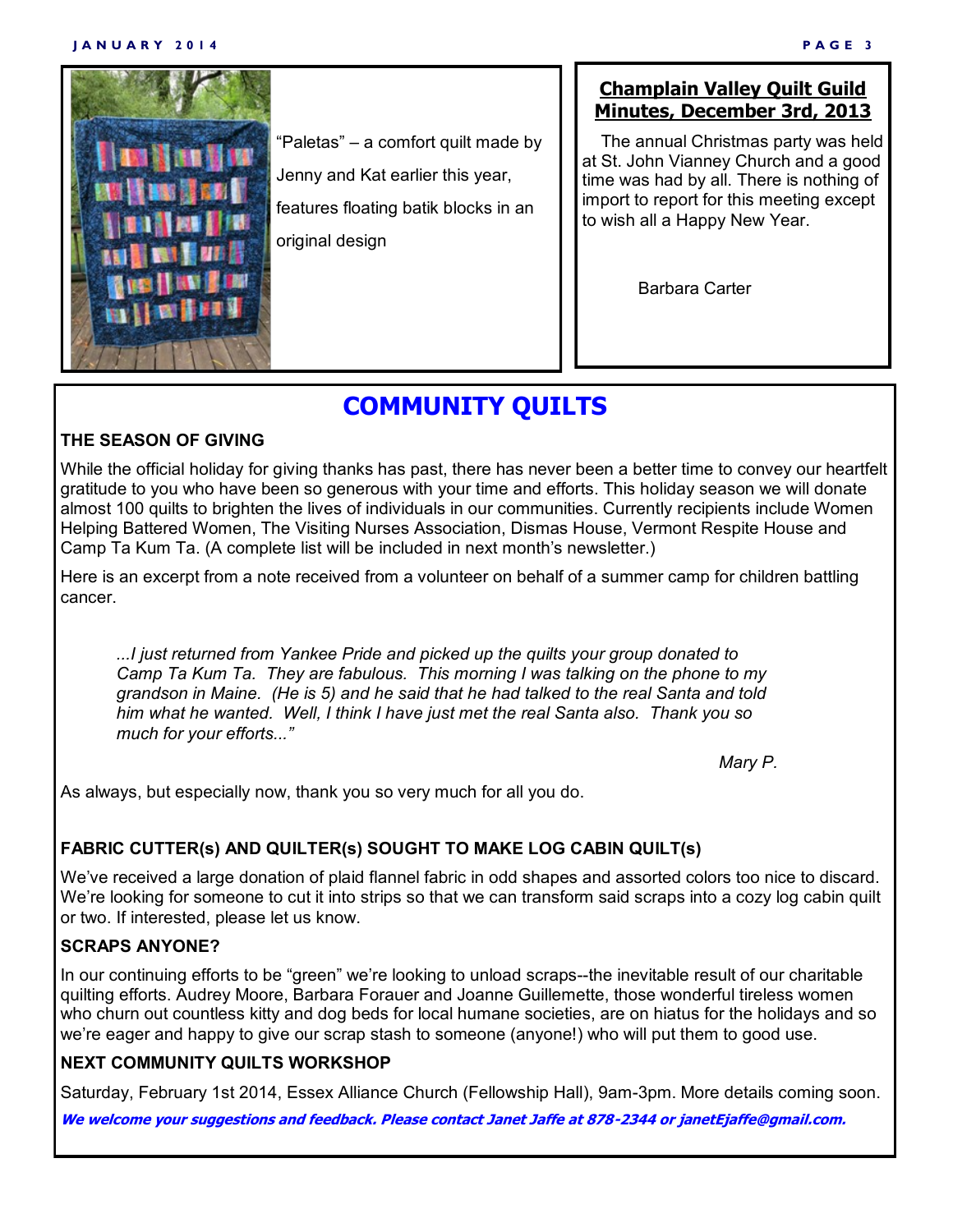"Paletas" – a comfort quilt made by Jenny and Kat earlier this year, features floating batik blocks in an original design

## Champlain Valley Quilt Guild Minutes, December 3rd, 2013

The annual Christmas party was held at St. John Vianney Church and a good time was had by all. There is nothing of import to report for this meeting except to wish all a Happy New Year.

Barbara Carter

# COMMUNITY QUILTS

### THE SEASON OF GIVING

While the official holiday for giving thanks has past, there has never been a better time to convey our heartfelt gratitude to you who have been so generous with your time and efforts. This holiday season we will donate almost 100 quilts to brighten the lives of individuals in our communities. Currently recipients include Women Helping Battered Women, The Visiting Nurses Association, Dismas House, Vermont Respite House and Camp Ta Kum Ta. (A complete list will be included in next month's newsletter.)

Here is an excerpt from a note received from a volunteer on behalf of a summer camp for children battling cancer.

> *...I just returned from Yankee Pride and picked up the quilts your group donated to Camp Ta Kum Ta. They are fabulous. This morning I was talking on the phone to my grandson in Maine. (He is 5) and he said that he had talked to the real Santa and told him what he wanted. Well, I think I have just met the real Santa also. Thank you so much for your efforts..."*
>
> *Mary P.*

As always, but especially now, thank you so very much for all you do.

### FABRIC CUTTER(s) AND QUILTER(s) SOUGHT TO MAKE LOG CABIN QUILT(s)

We've received a large donation of plaid flannel fabric in odd shapes and assorted colors too nice to discard. We're looking for someone to cut it into strips so that we can transform said scraps into a cozy log cabin quilt or two. If interested, please let us know.

### SCRAPS ANYONE?

In our continuing efforts to be "green" we're looking to unload scraps--the inevitable result of our charitable quilting efforts. Audrey Moore, Barbara Forauer and Joanne Guillemette, those wonderful tireless women who churn out countless kitty and dog beds for local humane societies, are on hiatus for the holidays and so we're eager and happy to give our scrap stash to someone (anyone!) who will put them to good use.

### NEXT COMMUNITY QUILTS WORKSHOP

Saturday, February 1st 2014, Essex Alliance Church (Fellowship Hall), 9am-3pm. More details coming soon.

***We welcome your suggestions and feedback. Please contact Janet Jaffe at 878-2344 or janetEjaffe@gmail.com.***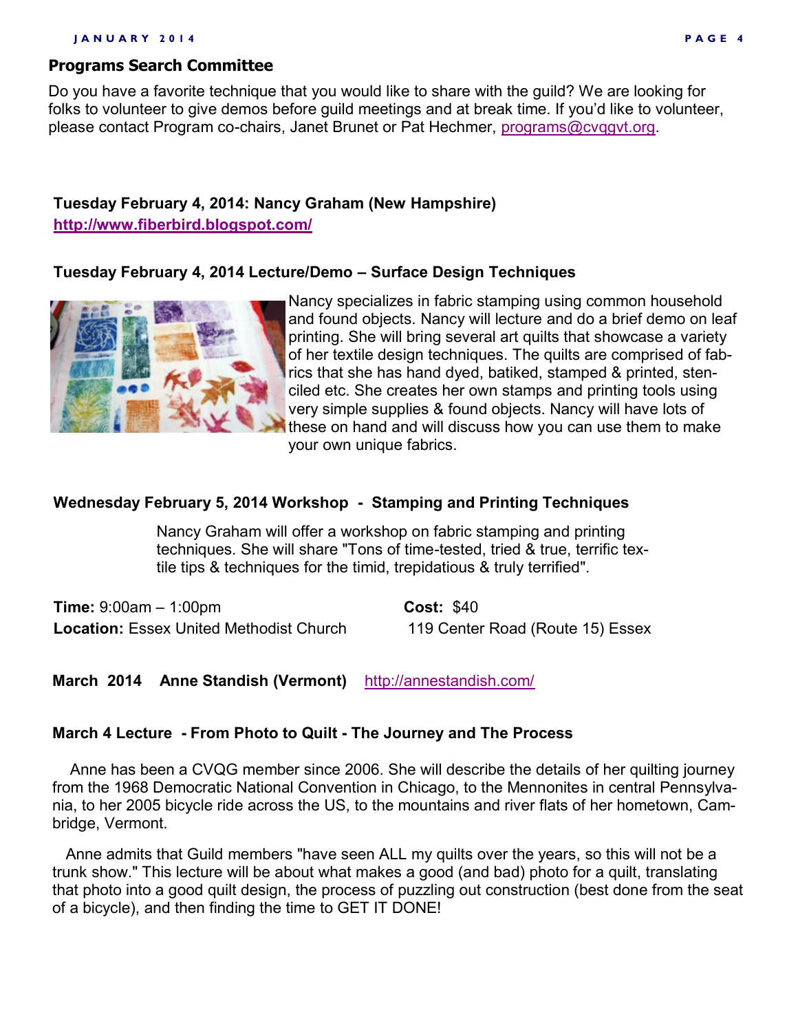## Programs Search Committee

Do you have a favorite technique that you would like to share with the guild? We are looking for folks to volunteer to give demos before guild meetings and at break time. If you'd like to volunteer, please contact Program co-chairs, Janet Brunet or Pat Hechmer, programs@cvqgvt.org.

**Tuesday February 4, 2014: Nancy Graham (New Hampshire)**
**http://www.fiberbird.blogspot.com/**

**Tuesday February 4, 2014 Lecture/Demo – Surface Design Techniques**

Nancy specializes in fabric stamping using common household and found objects. Nancy will lecture and do a brief demo on leaf printing. She will bring several art quilts that showcase a variety of her textile design techniques. The quilts are comprised of fabrics that she has hand dyed, batiked, stamped & printed, stenciled etc. She creates her own stamps and printing tools using very simple supplies & found objects. Nancy will have lots of these on hand and will discuss how you can use them to make your own unique fabrics.

**Wednesday February 5, 2014 Workshop - Stamping and Printing Techniques**

Nancy Graham will offer a workshop on fabric stamping and printing techniques. She will share "Tons of time-tested, tried & true, terrific textile tips & techniques for the timid, trepidatious & truly terrified".

**Time:** 9:00am – 1:00pm
**Cost:** $40
**Location:** Essex United Methodist Church 119 Center Road (Route 15) Essex

**March 2014 Anne Standish (Vermont)** http://annestandish.com/

**March 4 Lecture - From Photo to Quilt - The Journey and The Process**

Anne has been a CVQG member since 2006. She will describe the details of her quilting journey from the 1968 Democratic National Convention in Chicago, to the Mennonites in central Pennsylvania, to her 2005 bicycle ride across the US, to the mountains and river flats of her hometown, Cambridge, Vermont.

Anne admits that Guild members "have seen ALL my quilts over the years, so this will not be a trunk show." This lecture will be about what makes a good (and bad) photo for a quilt, translating that photo into a good quilt design, the process of puzzling out construction (best done from the seat of a bicycle), and then finding the time to GET IT DONE!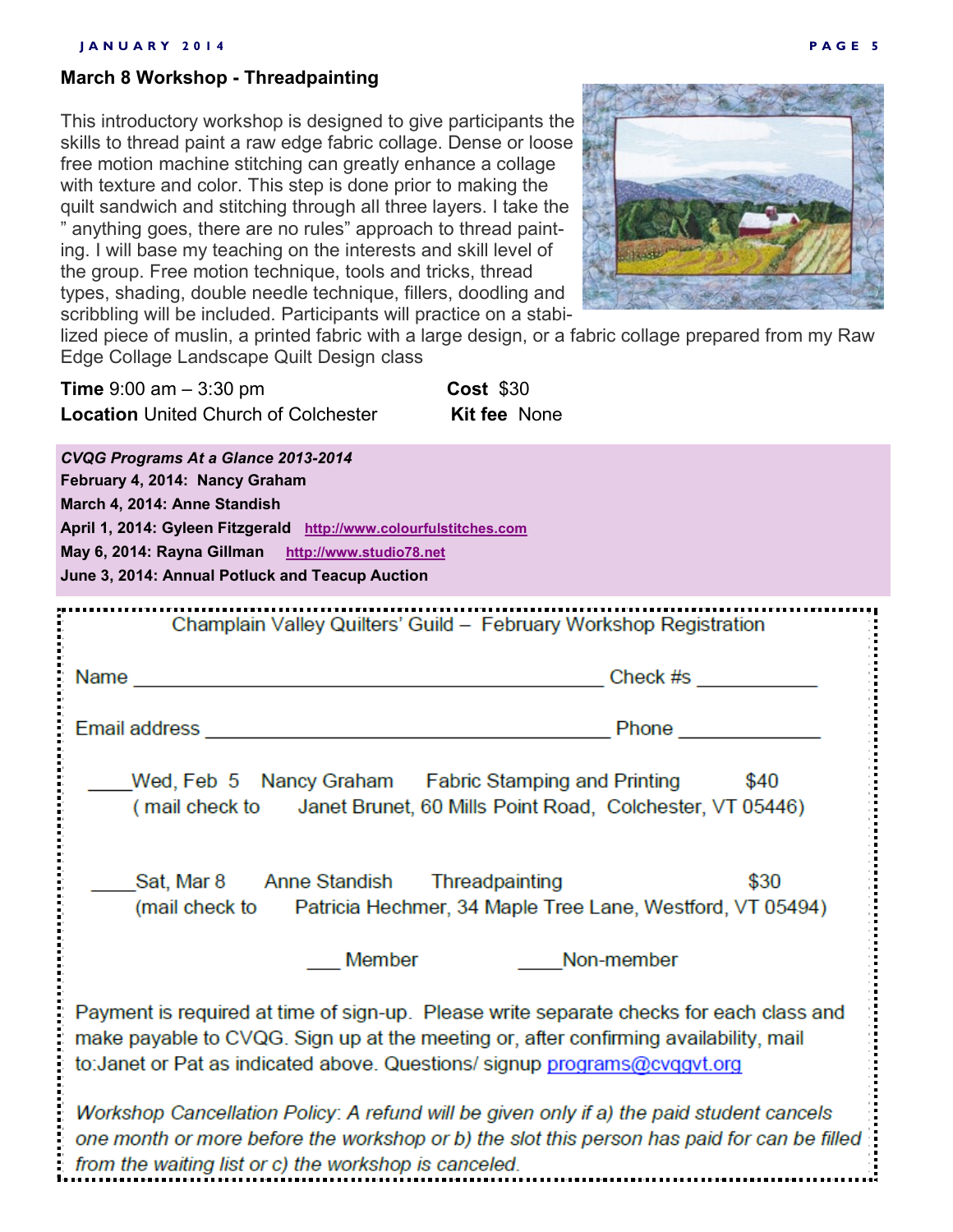## March 8 Workshop - Threadpainting

This introductory workshop is designed to give participants the skills to thread paint a raw edge fabric collage. Dense or loose free motion machine stitching can greatly enhance a collage with texture and color. This step is done prior to making the quilt sandwich and stitching through all three layers. I take the " anything goes, there are no rules" approach to thread painting. I will base my teaching on the interests and skill level of the group. Free motion technique, tools and tricks, thread types, shading, double needle technique, fillers, doodling and scribbling will be included. Participants will practice on a stabilized piece of muslin, a printed fabric with a large design, or a fabric collage prepared from my Raw Edge Collage Landscape Quilt Design class

**Time** 9:00 am – 3:30 pm
**Cost** $30
**Location** United Church of Colchester
**Kit fee** None

***CVQG Programs At a Glance 2013-2014***

**February 4, 2014: Nancy Graham**
**March 4, 2014: Anne Standish**
**April 1, 2014: Gyleen Fitzgerald** http://www.colourfulstitches.com
**May 6, 2014: Rayna Gillman** http://www.studio78.net
**June 3, 2014: Annual Potluck and Teacup Auction**

---

Champlain Valley Quilters' Guild – February Workshop Registration

Name ____________________________________________ Check #s ___________

Email address ______________________________________ Phone _____________

____Wed, Feb 5 Nancy Graham Fabric Stamping and Printing $40
( mail check to Janet Brunet, 60 Mills Point Road, Colchester, VT 05446)

____Sat, Mar 8 Anne Standish Threadpainting $30
(mail check to Patricia Hechmer, 34 Maple Tree Lane, Westford, VT 05494)

___ Member ____Non-member

Payment is required at time of sign-up. Please write separate checks for each class and make payable to CVQG. Sign up at the meeting or, after confirming availability, mail to:Janet or Pat as indicated above. Questions/ signup programs@cvqgvt.org

*Workshop Cancellation Policy: A refund will be given only if a) the paid student cancels one month or more before the workshop or b) the slot this person has paid for can be filled from the waiting list or c) the workshop is canceled.*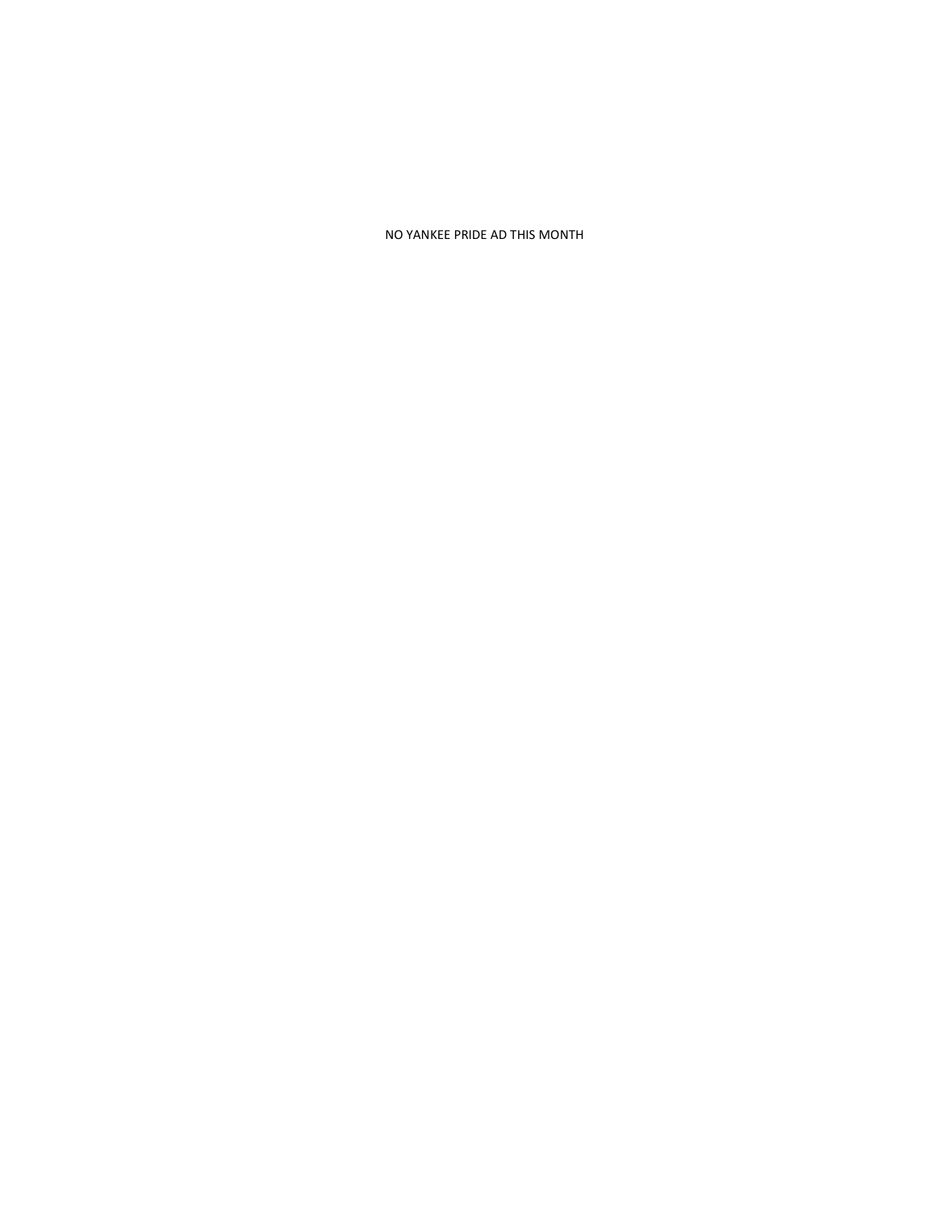NO YANKEE PRIDE AD THIS MONTH